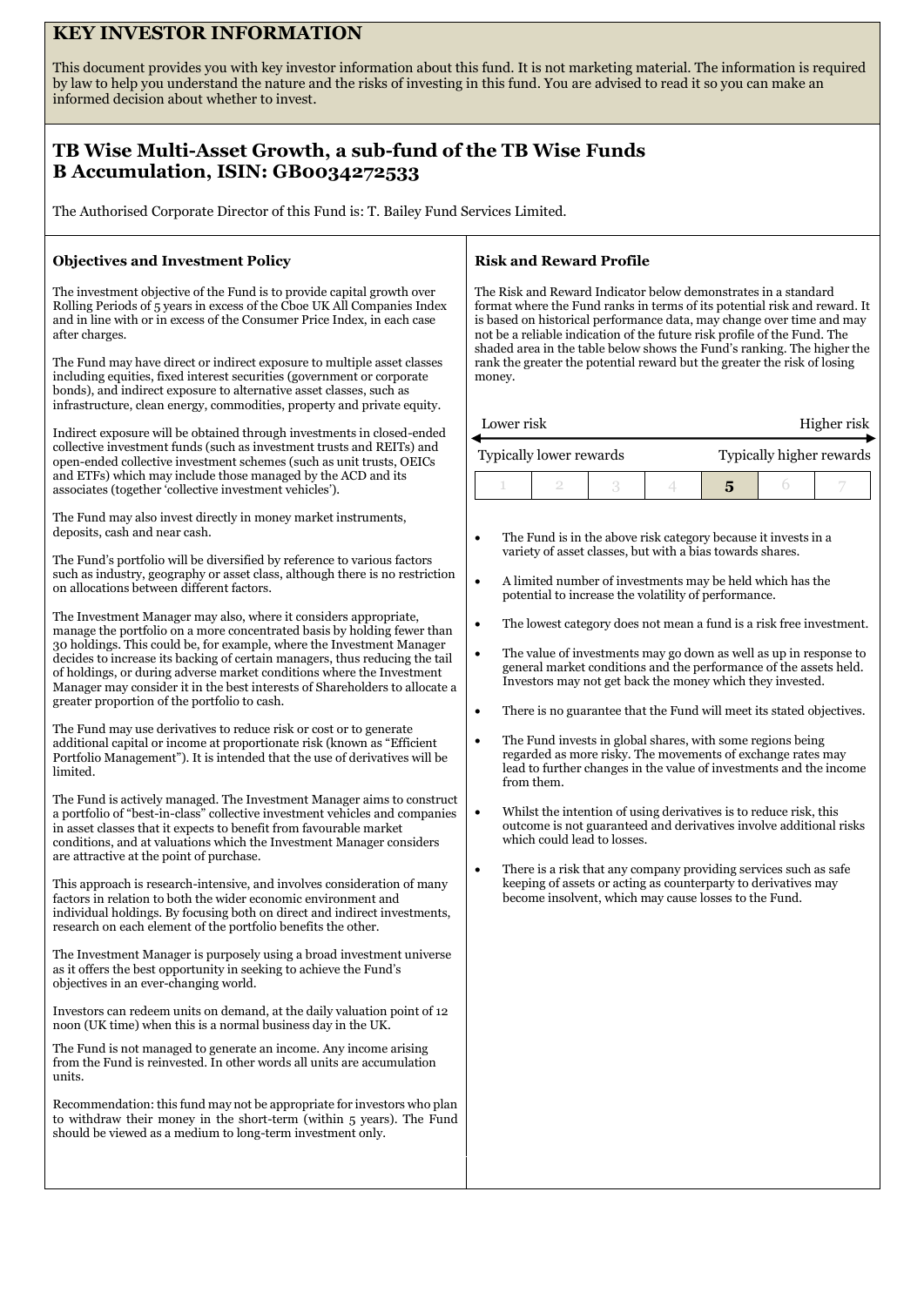# KEY INVESTOR INFORMATION

This document provides you with key investor information about this fund. It is not marketing material. The information is required by law to help you understand the nature and the risks of investing in this fund. You are advised to read it so you can make an informed decision about whether to invest.

## TB Wise Multi-Asset Growth, a sub-fund of the TB Wise Funds
## B Accumulation, ISIN: GB0034272533

The Authorised Corporate Director of this Fund is: T. Bailey Fund Services Limited.

### Objectives and Investment Policy

The investment objective of the Fund is to provide capital growth over Rolling Periods of 5 years in excess of the Cboe UK All Companies Index and in line with or in excess of the Consumer Price Index, in each case after charges.

The Fund may have direct or indirect exposure to multiple asset classes including equities, fixed interest securities (government or corporate bonds), and indirect exposure to alternative asset classes, such as infrastructure, clean energy, commodities, property and private equity.

Indirect exposure will be obtained through investments in closed-ended collective investment funds (such as investment trusts and REITs) and open-ended collective investment schemes (such as unit trusts, OEICs and ETFs) which may include those managed by the ACD and its associates (together 'collective investment vehicles').

The Fund may also invest directly in money market instruments, deposits, cash and near cash.

The Fund's portfolio will be diversified by reference to various factors such as industry, geography or asset class, although there is no restriction on allocations between different factors.

The Investment Manager may also, where it considers appropriate, manage the portfolio on a more concentrated basis by holding fewer than 30 holdings. This could be, for example, where the Investment Manager decides to increase its backing of certain managers, thus reducing the tail of holdings, or during adverse market conditions where the Investment Manager may consider it in the best interests of Shareholders to allocate a greater proportion of the portfolio to cash.

The Fund may use derivatives to reduce risk or cost or to generate additional capital or income at proportionate risk (known as "Efficient Portfolio Management"). It is intended that the use of derivatives will be limited.

The Fund is actively managed. The Investment Manager aims to construct a portfolio of "best-in-class" collective investment vehicles and companies in asset classes that it expects to benefit from favourable market conditions, and at valuations which the Investment Manager considers are attractive at the point of purchase.

This approach is research-intensive, and involves consideration of many factors in relation to both the wider economic environment and individual holdings. By focusing both on direct and indirect investments, research on each element of the portfolio benefits the other.

The Investment Manager is purposely using a broad investment universe as it offers the best opportunity in seeking to achieve the Fund's objectives in an ever-changing world.

Investors can redeem units on demand, at the daily valuation point of 12 noon (UK time) when this is a normal business day in the UK.

The Fund is not managed to generate an income. Any income arising from the Fund is reinvested. In other words all units are accumulation units.

Recommendation: this fund may not be appropriate for investors who plan to withdraw their money in the short-term (within 5 years). The Fund should be viewed as a medium to long-term investment only.

### Risk and Reward Profile

The Risk and Reward Indicator below demonstrates in a standard format where the Fund ranks in terms of its potential risk and reward. It is based on historical performance data, may change over time and may not be a reliable indication of the future risk profile of the Fund. The shaded area in the table below shows the Fund's ranking. The higher the rank the greater the potential reward but the greater the risk of losing money.

Lower risk — Higher risk

Typically lower rewards — Typically higher rewards

| 1 | 2 | 3 | 4 | **5** | 6 | 7 |
|---|---|---|---|---|---|---|

- The Fund is in the above risk category because it invests in a variety of asset classes, but with a bias towards shares.
- A limited number of investments may be held which has the potential to increase the volatility of performance.
- The lowest category does not mean a fund is a risk free investment.
- The value of investments may go down as well as up in response to general market conditions and the performance of the assets held. Investors may not get back the money which they invested.
- There is no guarantee that the Fund will meet its stated objectives.
- The Fund invests in global shares, with some regions being regarded as more risky. The movements of exchange rates may lead to further changes in the value of investments and the income from them.
- Whilst the intention of using derivatives is to reduce risk, this outcome is not guaranteed and derivatives involve additional risks which could lead to losses.
- There is a risk that any company providing services such as safe keeping of assets or acting as counterparty to derivatives may become insolvent, which may cause losses to the Fund.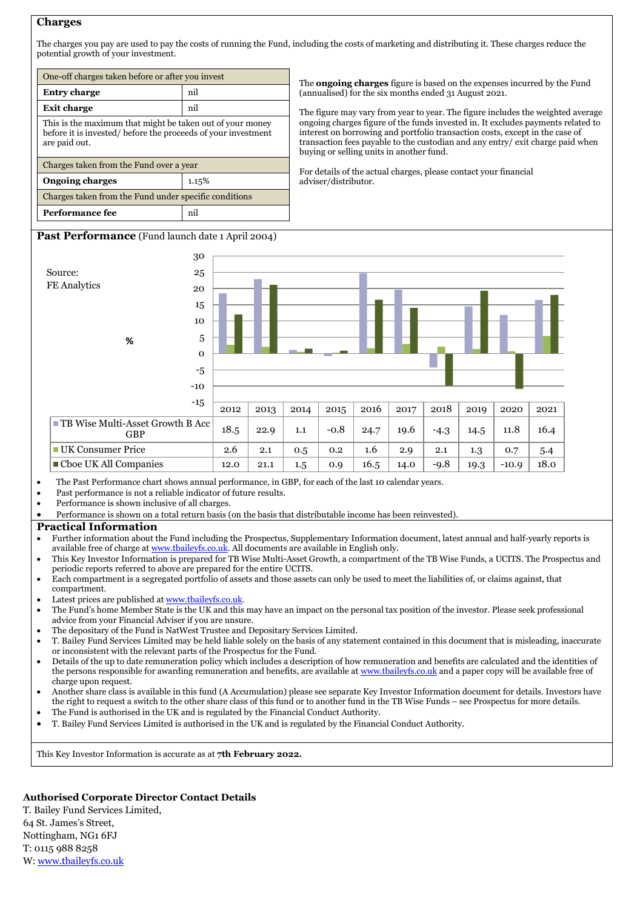## Charges

The charges you pay are used to pay the costs of running the Fund, including the costs of marketing and distributing it. These charges reduce the potential growth of your investment.

| One-off charges taken before or after you invest | |
|---|---|
| **Entry charge** | nil |
| **Exit charge** | nil |
| This is the maximum that might be taken out of your money before it is invested/ before the proceeds of your investment are paid out. | |
| Charges taken from the Fund over a year | |
| **Ongoing charges** | 1.15% |
| Charges taken from the Fund under specific conditions | |
| **Performance fee** | nil |

The **ongoing charges** figure is based on the expenses incurred by the Fund (annualised) for the six months ended 31 August 2021.

The figure may vary from year to year. The figure includes the weighted average ongoing charges figure of the funds invested in. It excludes payments related to interest on borrowing and portfolio transaction costs, except in the case of transaction fees payable to the custodian and any entry/ exit charge paid when buying or selling units in another fund.

For details of the actual charges, please contact your financial adviser/distributor.

## Past Performance (Fund launch date 1 April 2004)

Source: FE Analytics

%

30
25
20
15
10
5
0
-5
-10
-15

| | 2012 | 2013 | 2014 | 2015 | 2016 | 2017 | 2018 | 2019 | 2020 | 2021 |
|---|---|---|---|---|---|---|---|---|---|---|
| TB Wise Multi-Asset Growth B Acc GBP | 18.5 | 22.9 | 1.1 | -0.8 | 24.7 | 19.6 | -4.3 | 14.5 | 11.8 | 16.4 |
| UK Consumer Price | 2.6 | 2.1 | 0.5 | 0.2 | 1.6 | 2.9 | 2.1 | 1.3 | 0.7 | 5.4 |
| Cboe UK All Companies | 12.0 | 21.1 | 1.5 | 0.9 | 16.5 | 14.0 | -9.8 | 19.3 | -10.9 | 18.0 |

- The Past Performance chart shows annual performance, in GBP, for each of the last 10 calendar years.
- Past performance is not a reliable indicator of future results.
- Performance is shown inclusive of all charges.
- Performance is shown on a total return basis (on the basis that distributable income has been reinvested).

## Practical Information

- Further information about the Fund including the Prospectus, Supplementary Information document, latest annual and half-yearly reports is available free of charge at www.tbaileyfs.co.uk. All documents are available in English only.
- This Key Investor Information is prepared for TB Wise Multi-Asset Growth, a compartment of the TB Wise Funds, a UCITS. The Prospectus and periodic reports referred to above are prepared for the entire UCITS.
- Each compartment is a segregated portfolio of assets and those assets can only be used to meet the liabilities of, or claims against, that compartment.
- Latest prices are published at www.tbaileyfs.co.uk.
- The Fund's home Member State is the UK and this may have an impact on the personal tax position of the investor. Please seek professional advice from your Financial Adviser if you are unsure.
- The depositary of the Fund is NatWest Trustee and Depositary Services Limited.
- T. Bailey Fund Services Limited may be held liable solely on the basis of any statement contained in this document that is misleading, inaccurate or inconsistent with the relevant parts of the Prospectus for the Fund.
- Details of the up to date remuneration policy which includes a description of how remuneration and benefits are calculated and the identities of the persons responsible for awarding remuneration and benefits, are available at www.tbaileyfs.co.uk and a paper copy will be available free of charge upon request.
- Another share class is available in this fund (A Accumulation) please see separate Key Investor Information document for details. Investors have the right to request a switch to the other share class of this fund or to another fund in the TB Wise Funds – see Prospectus for more details.
- The Fund is authorised in the UK and is regulated by the Financial Conduct Authority.
- T. Bailey Fund Services Limited is authorised in the UK and is regulated by the Financial Conduct Authority.

This Key Investor Information is accurate as at **7th February 2022.**

**Authorised Corporate Director Contact Details**

T. Bailey Fund Services Limited,
64 St. James's Street,
Nottingham, NG1 6FJ
T: 0115 988 8258
W: www.tbaileyfs.co.uk